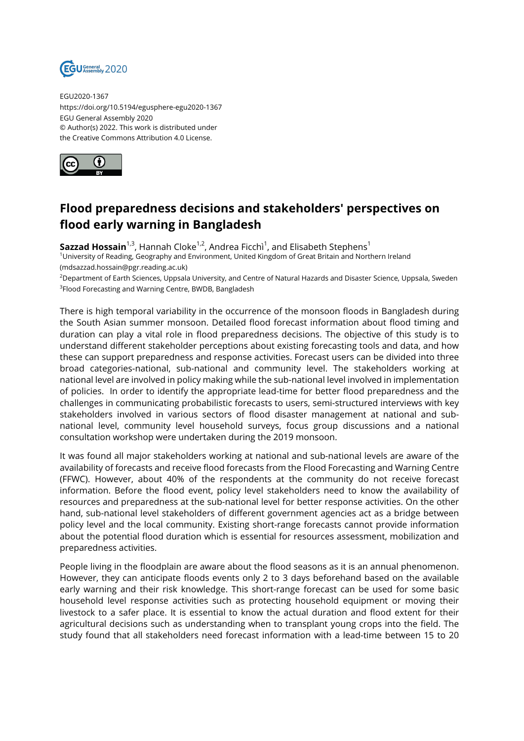EGU2020-1367
https://doi.org/10.5194/egusphere-egu2020-1367
EGU General Assembly 2020
© Author(s) 2022. This work is distributed under
the Creative Commons Attribution 4.0 License.

# Flood preparedness decisions and stakeholders' perspectives on flood early warning in Bangladesh

**Sazzad Hossain**[1,3], Hannah Cloke[1,2], Andrea Ficchì[1], and Elisabeth Stephens[1]

[1]University of Reading, Geography and Environment, United Kingdom of Great Britain and Northern Ireland (mdsazzad.hossain@pgr.reading.ac.uk)

[2]Department of Earth Sciences, Uppsala University, and Centre of Natural Hazards and Disaster Science, Uppsala, Sweden

[3]Flood Forecasting and Warning Centre, BWDB, Bangladesh

There is high temporal variability in the occurrence of the monsoon floods in Bangladesh during the South Asian summer monsoon. Detailed flood forecast information about flood timing and duration can play a vital role in flood preparedness decisions. The objective of this study is to understand different stakeholder perceptions about existing forecasting tools and data, and how these can support preparedness and response activities. Forecast users can be divided into three broad categories-national, sub-national and community level. The stakeholders working at national level are involved in policy making while the sub-national level involved in implementation of policies. In order to identify the appropriate lead-time for better flood preparedness and the challenges in communicating probabilistic forecasts to users, semi-structured interviews with key stakeholders involved in various sectors of flood disaster management at national and sub-national level, community level household surveys, focus group discussions and a national consultation workshop were undertaken during the 2019 monsoon.

It was found all major stakeholders working at national and sub-national levels are aware of the availability of forecasts and receive flood forecasts from the Flood Forecasting and Warning Centre (FFWC). However, about 40% of the respondents at the community do not receive forecast information. Before the flood event, policy level stakeholders need to know the availability of resources and preparedness at the sub-national level for better response activities. On the other hand, sub-national level stakeholders of different government agencies act as a bridge between policy level and the local community. Existing short-range forecasts cannot provide information about the potential flood duration which is essential for resources assessment, mobilization and preparedness activities.

People living in the floodplain are aware about the flood seasons as it is an annual phenomenon. However, they can anticipate floods events only 2 to 3 days beforehand based on the available early warning and their risk knowledge. This short-range forecast can be used for some basic household level response activities such as protecting household equipment or moving their livestock to a safer place. It is essential to know the actual duration and flood extent for their agricultural decisions such as understanding when to transplant young crops into the field. The study found that all stakeholders need forecast information with a lead-time between 15 to 20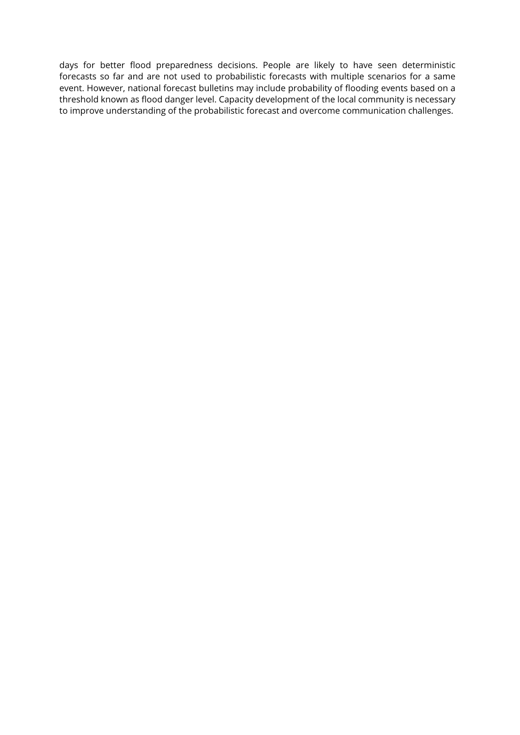days for better flood preparedness decisions. People are likely to have seen deterministic forecasts so far and are not used to probabilistic forecasts with multiple scenarios for a same event. However, national forecast bulletins may include probability of flooding events based on a threshold known as flood danger level. Capacity development of the local community is necessary to improve understanding of the probabilistic forecast and overcome communication challenges.